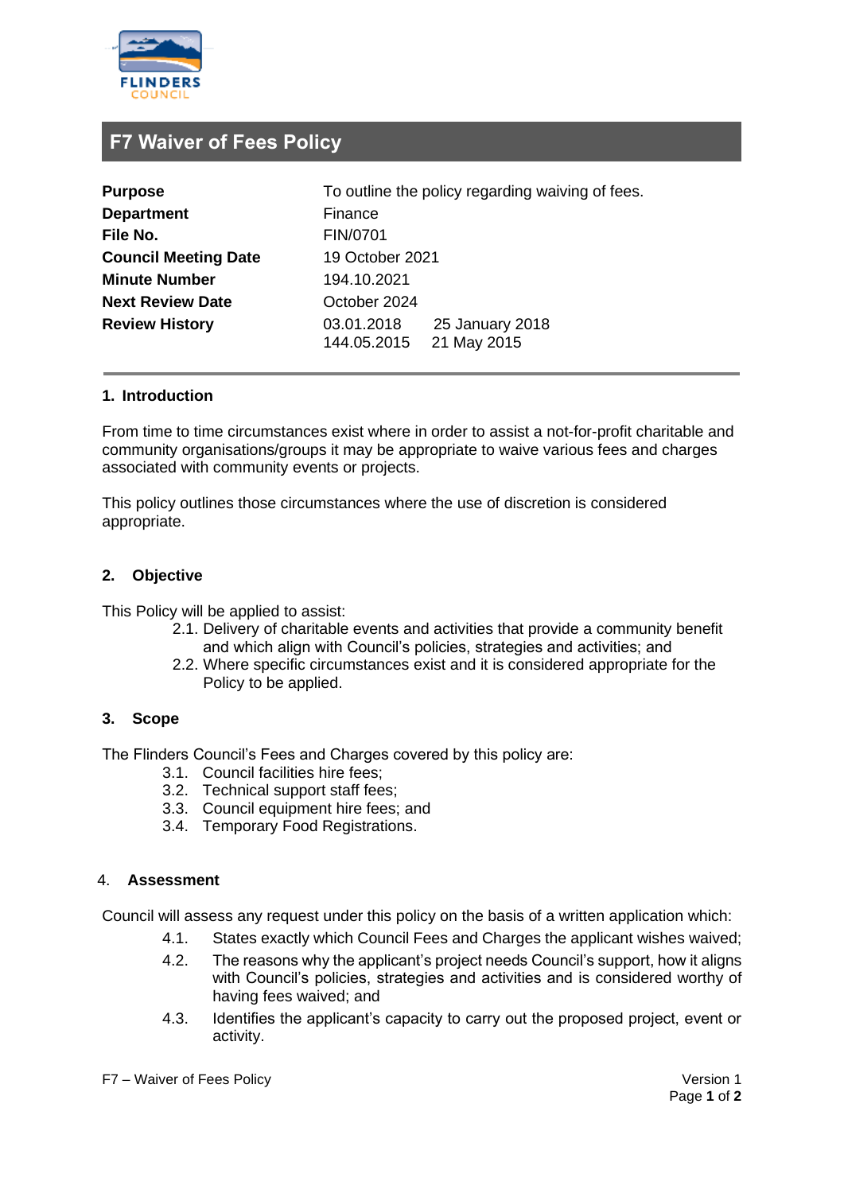# F7 Waiver of Fees Policy

| | | |
|---|---|---|
| **Purpose** | To outline the policy regarding waiving of fees. | |
| **Department** | Finance | |
| **File No.** | FIN/0701 | |
| **Council Meeting Date** | 19 October 2021 | |
| **Minute Number** | 194.10.2021 | |
| **Next Review Date** | October 2024 | |
| **Review History** | 03.01.2018 | 25 January 2018 |
| | 144.05.2015 | 21 May 2015 |

## 1. Introduction

From time to time circumstances exist where in order to assist a not-for-profit charitable and community organisations/groups it may be appropriate to waive various fees and charges associated with community events or projects.

This policy outlines those circumstances where the use of discretion is considered appropriate.

## 2. Objective

This Policy will be applied to assist:

2.1. Delivery of charitable events and activities that provide a community benefit and which align with Council's policies, strategies and activities; and

2.2. Where specific circumstances exist and it is considered appropriate for the Policy to be applied.

## 3. Scope

The Flinders Council's Fees and Charges covered by this policy are:

3.1. Council facilities hire fees;

3.2. Technical support staff fees;

3.3. Council equipment hire fees; and

3.4. Temporary Food Registrations.

## 4. Assessment

Council will assess any request under this policy on the basis of a written application which:

4.1. States exactly which Council Fees and Charges the applicant wishes waived;

4.2. The reasons why the applicant's project needs Council's support, how it aligns with Council's policies, strategies and activities and is considered worthy of having fees waived; and

4.3. Identifies the applicant's capacity to carry out the proposed project, event or activity.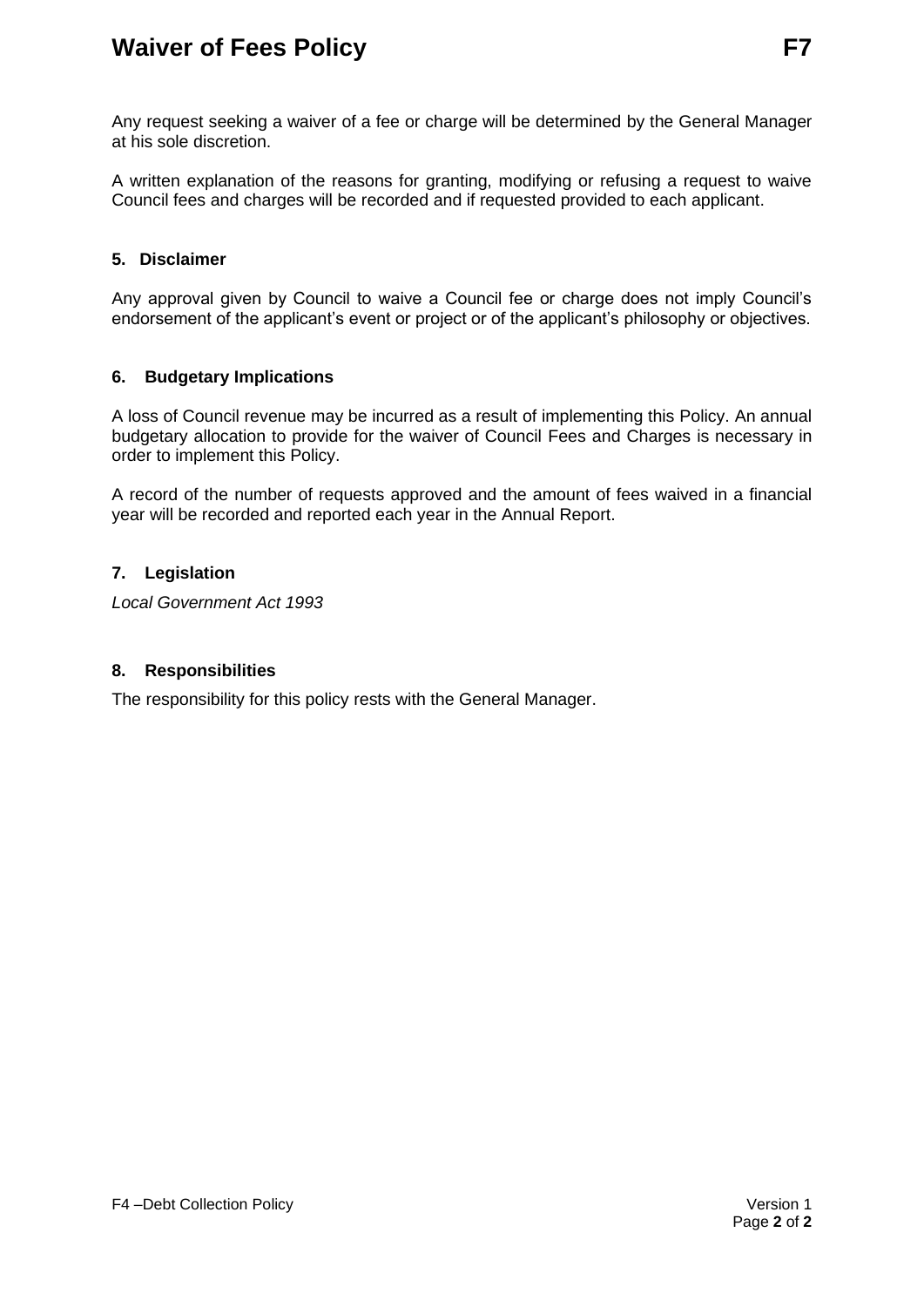Any request seeking a waiver of a fee or charge will be determined by the General Manager at his sole discretion.

A written explanation of the reasons for granting, modifying or refusing a request to waive Council fees and charges will be recorded and if requested provided to each applicant.

### 5. Disclaimer

Any approval given by Council to waive a Council fee or charge does not imply Council's endorsement of the applicant's event or project or of the applicant's philosophy or objectives.

### 6. Budgetary Implications

A loss of Council revenue may be incurred as a result of implementing this Policy. An annual budgetary allocation to provide for the waiver of Council Fees and Charges is necessary in order to implement this Policy.

A record of the number of requests approved and the amount of fees waived in a financial year will be recorded and reported each year in the Annual Report.

### 7. Legislation

*Local Government Act 1993*

### 8. Responsibilities

The responsibility for this policy rests with the General Manager.